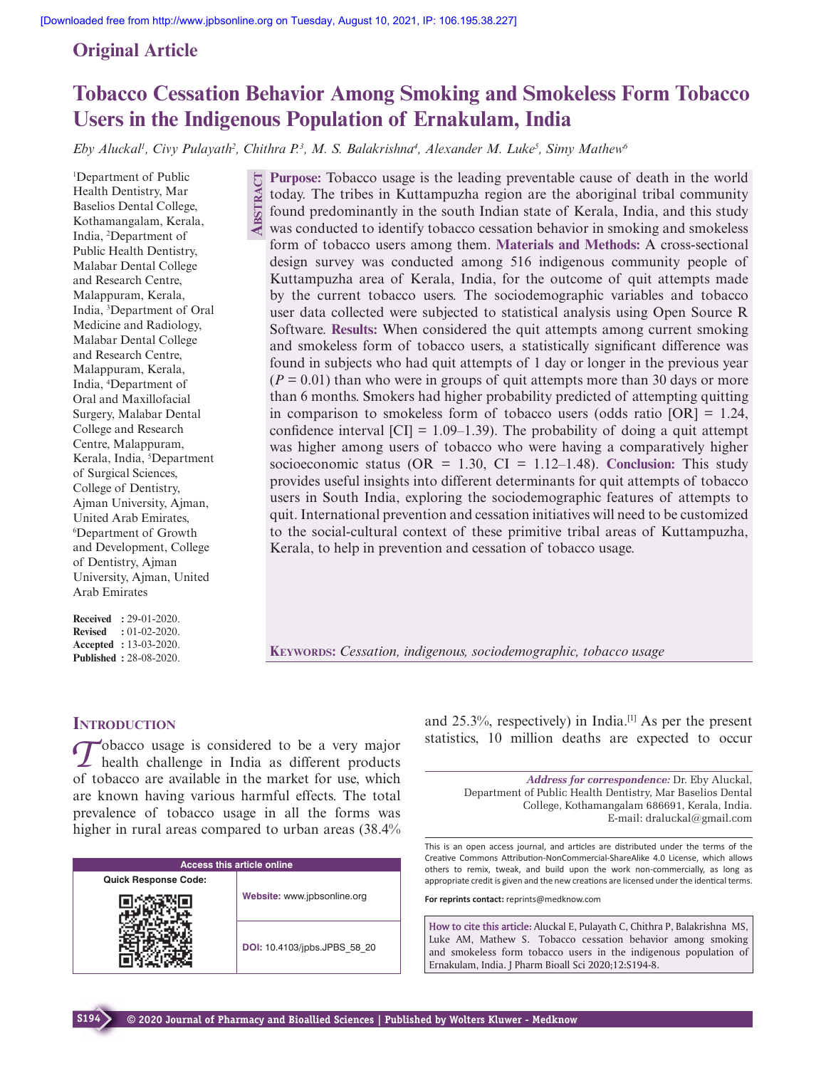Original Article

# Tobacco Cessation Behavior Among Smoking and Smokeless Form Tobacco Users in the Indigenous Population of Ernakulam, India

*Eby Aluckal[1], Civy Pulayath[2], Chithra P.[3], M. S. Balakrishna[4], Alexander M. Luke[5], Simy Mathew[6]*

[1]Department of Public Health Dentistry, Mar Baselios Dental College, Kothamangalam, Kerala, India, [2]Department of Public Health Dentistry, Malabar Dental College and Research Centre, Malappuram, Kerala, India, [3]Department of Oral Medicine and Radiology, Malabar Dental College and Research Centre, Malappuram, Kerala, India, [4]Department of Oral and Maxillofacial Surgery, Malabar Dental College and Research Centre, Malappuram, Kerala, India, [5]Department of Surgical Sciences, College of Dentistry, Ajman University, Ajman, United Arab Emirates, [6]Department of Growth and Development, College of Dentistry, Ajman University, Ajman, United Arab Emirates

**Received** : 29-01-2020.
**Revised** : 01-02-2020.
**Accepted** : 13-03-2020.
**Published** : 28-08-2020.

## Abstract

**Purpose:** Tobacco usage is the leading preventable cause of death in the world today. The tribes in Kuttampuzha region are the aboriginal tribal community found predominantly in the south Indian state of Kerala, India, and this study was conducted to identify tobacco cessation behavior in smoking and smokeless form of tobacco users among them. **Materials and Methods:** A cross-sectional design survey was conducted among 516 indigenous community people of Kuttampuzha area of Kerala, India, for the outcome of quit attempts made by the current tobacco users. The sociodemographic variables and tobacco user data collected were subjected to statistical analysis using Open Source R Software. **Results:** When considered the quit attempts among current smoking and smokeless form of tobacco users, a statistically significant difference was found in subjects who had quit attempts of 1 day or longer in the previous year ($P = 0.01$) than who were in groups of quit attempts more than 30 days or more than 6 months. Smokers had higher probability predicted of attempting quitting in comparison to smokeless form of tobacco users (odds ratio [OR] = 1.24, confidence interval [CI] = 1.09–1.39). The probability of doing a quit attempt was higher among users of tobacco who were having a comparatively higher socioeconomic status (OR = 1.30, CI = 1.12–1.48). **Conclusion:** This study provides useful insights into different determinants for quit attempts of tobacco users in South India, exploring the sociodemographic features of attempts to quit. International prevention and cessation initiatives will need to be customized to the social-cultural context of these primitive tribal areas of Kuttampuzha, Kerala, to help in prevention and cessation of tobacco usage.

**Keywords:** *Cessation, indigenous, sociodemographic, tobacco usage*

## Introduction

Tobacco usage is considered to be a very major health challenge in India as different products of tobacco are available in the market for use, which are known having various harmful effects. The total prevalence of tobacco usage in all the forms was higher in rural areas compared to urban areas (38.4% and 25.3%, respectively) in India.[1] As per the present statistics, 10 million deaths are expected to occur

**Access this article online**

Website: www.jpbsonline.org

DOI: 10.4103/jpbs.JPBS_58_20

*Address for correspondence:* Dr. Eby Aluckal, Department of Public Health Dentistry, Mar Baselios Dental College, Kothamangalam 686691, Kerala, India. E-mail: draluckal@gmail.com

This is an open access journal, and articles are distributed under the terms of the Creative Commons Attribution-NonCommercial-ShareAlike 4.0 License, which allows others to remix, tweak, and build upon the work non-commercially, as long as appropriate credit is given and the new creations are licensed under the identical terms.

**For reprints contact:** reprints@medknow.com

**How to cite this article:** Aluckal E, Pulayath C, Chithra P, Balakrishna MS, Luke AM, Mathew S. Tobacco cessation behavior among smoking and smokeless form tobacco users in the indigenous population of Ernakulam, India. J Pharm Bioall Sci 2020;12:S194-8.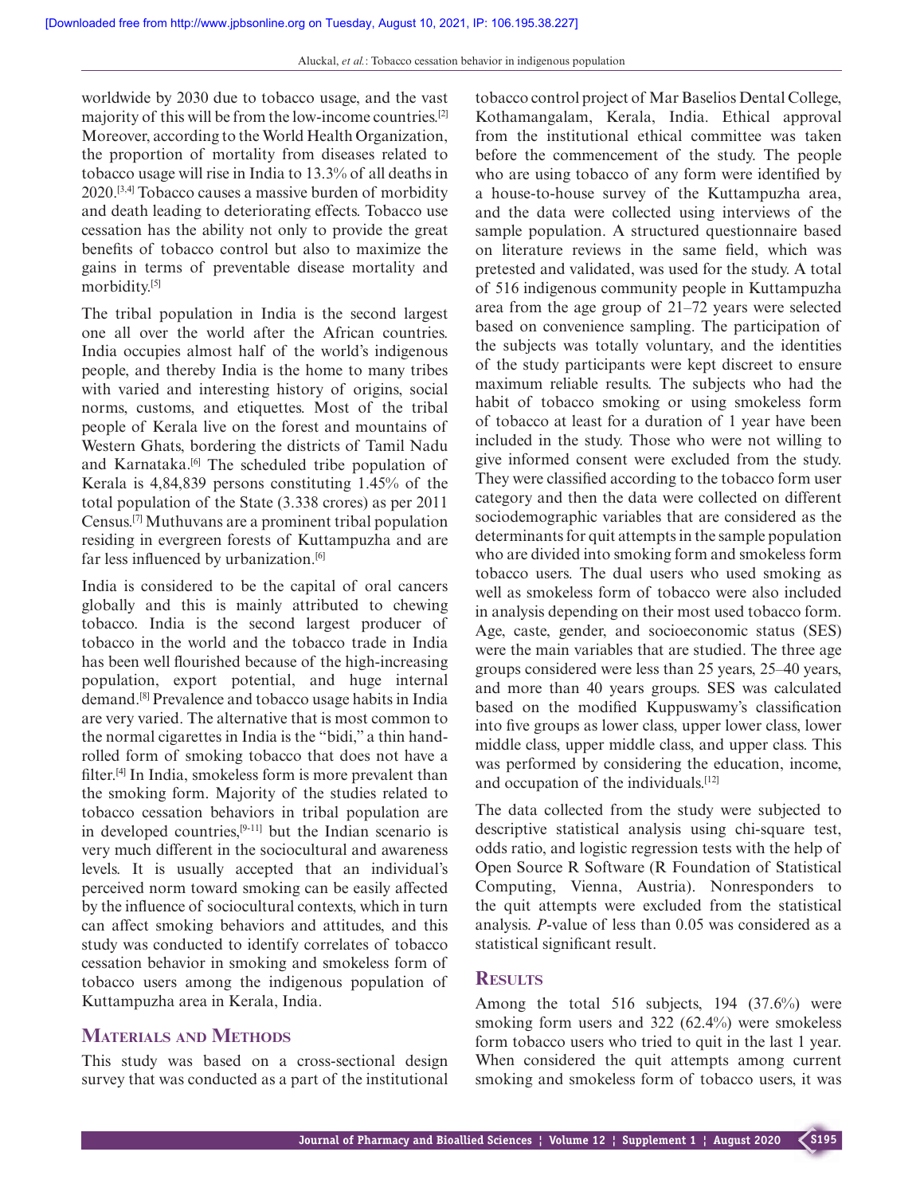worldwide by 2030 due to tobacco usage, and the vast majority of this will be from the low-income countries.[2] Moreover, according to the World Health Organization, the proportion of mortality from diseases related to tobacco usage will rise in India to 13.3% of all deaths in 2020.[3,4] Tobacco causes a massive burden of morbidity and death leading to deteriorating effects. Tobacco use cessation has the ability not only to provide the great benefits of tobacco control but also to maximize the gains in terms of preventable disease mortality and morbidity.[5]

The tribal population in India is the second largest one all over the world after the African countries. India occupies almost half of the world's indigenous people, and thereby India is the home to many tribes with varied and interesting history of origins, social norms, customs, and etiquettes. Most of the tribal people of Kerala live on the forest and mountains of Western Ghats, bordering the districts of Tamil Nadu and Karnataka.[6] The scheduled tribe population of Kerala is 4,84,839 persons constituting 1.45% of the total population of the State (3.338 crores) as per 2011 Census.[7] Muthuvans are a prominent tribal population residing in evergreen forests of Kuttampuzha and are far less influenced by urbanization.[6]

India is considered to be the capital of oral cancers globally and this is mainly attributed to chewing tobacco. India is the second largest producer of tobacco in the world and the tobacco trade in India has been well flourished because of the high-increasing population, export potential, and huge internal demand.[8] Prevalence and tobacco usage habits in India are very varied. The alternative that is most common to the normal cigarettes in India is the "bidi," a thin hand-rolled form of smoking tobacco that does not have a filter.[4] In India, smokeless form is more prevalent than the smoking form. Majority of the studies related to tobacco cessation behaviors in tribal population are in developed countries,[9-11] but the Indian scenario is very much different in the sociocultural and awareness levels. It is usually accepted that an individual's perceived norm toward smoking can be easily affected by the influence of sociocultural contexts, which in turn can affect smoking behaviors and attitudes, and this study was conducted to identify correlates of tobacco cessation behavior in smoking and smokeless form of tobacco users among the indigenous population of Kuttampuzha area in Kerala, India.

## Materials and Methods

This study was based on a cross-sectional design survey that was conducted as a part of the institutional tobacco control project of Mar Baselios Dental College, Kothamangalam, Kerala, India. Ethical approval from the institutional ethical committee was taken before the commencement of the study. The people who are using tobacco of any form were identified by a house-to-house survey of the Kuttampuzha area, and the data were collected using interviews of the sample population. A structured questionnaire based on literature reviews in the same field, which was pretested and validated, was used for the study. A total of 516 indigenous community people in Kuttampuzha area from the age group of 21–72 years were selected based on convenience sampling. The participation of the subjects was totally voluntary, and the identities of the study participants were kept discreet to ensure maximum reliable results. The subjects who had the habit of tobacco smoking or using smokeless form of tobacco at least for a duration of 1 year have been included in the study. Those who were not willing to give informed consent were excluded from the study. They were classified according to the tobacco form user category and then the data were collected on different sociodemographic variables that are considered as the determinants for quit attempts in the sample population who are divided into smoking form and smokeless form tobacco users. The dual users who used smoking as well as smokeless form of tobacco were also included in analysis depending on their most used tobacco form. Age, caste, gender, and socioeconomic status (SES) were the main variables that are studied. The three age groups considered were less than 25 years, 25–40 years, and more than 40 years groups. SES was calculated based on the modified Kuppuswamy's classification into five groups as lower class, upper lower class, lower middle class, upper middle class, and upper class. This was performed by considering the education, income, and occupation of the individuals.[12]

The data collected from the study were subjected to descriptive statistical analysis using chi-square test, odds ratio, and logistic regression tests with the help of Open Source R Software (R Foundation of Statistical Computing, Vienna, Austria). Nonresponders to the quit attempts were excluded from the statistical analysis. *P*-value of less than 0.05 was considered as a statistical significant result.

## Results

Among the total 516 subjects, 194 (37.6%) were smoking form users and 322 (62.4%) were smokeless form tobacco users who tried to quit in the last 1 year. When considered the quit attempts among current smoking and smokeless form of tobacco users, it was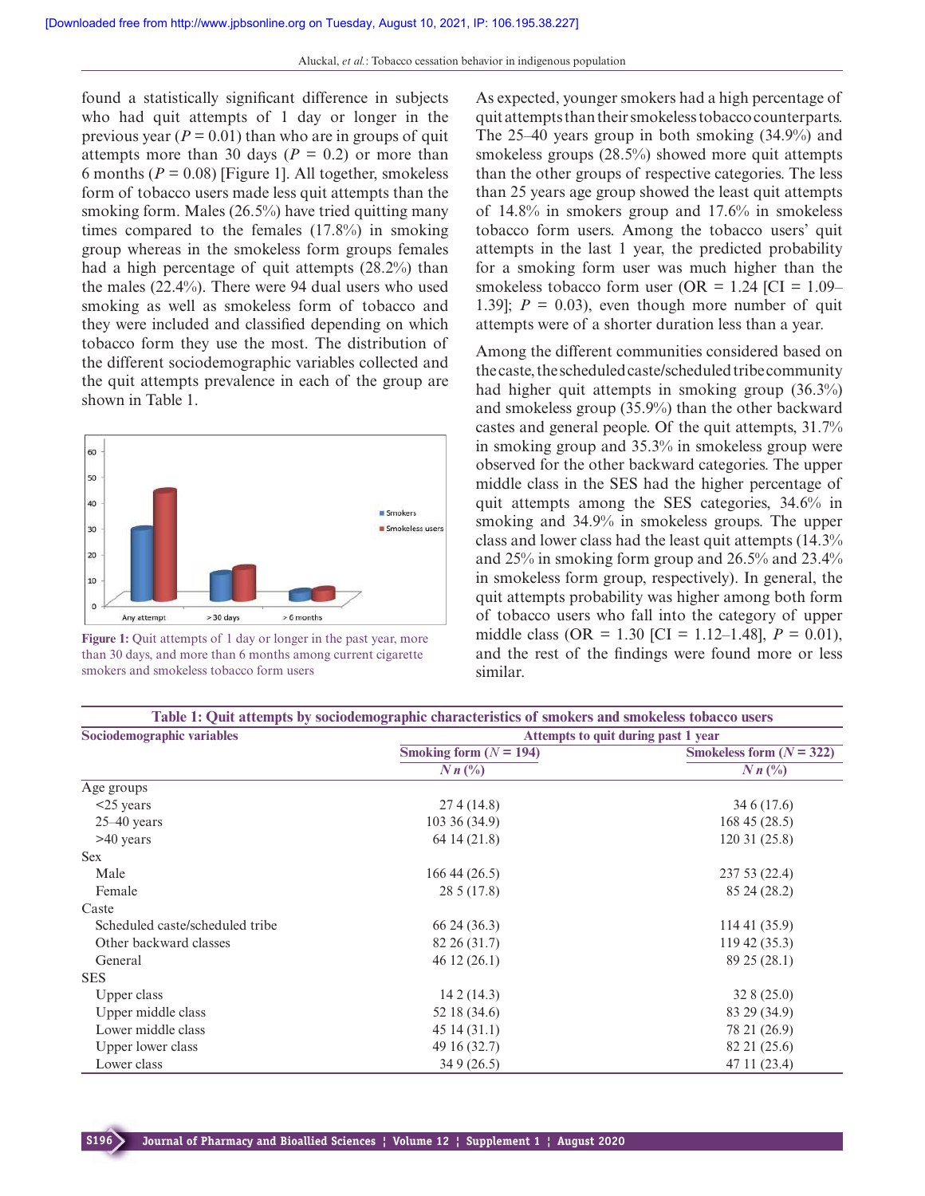found a statistically significant difference in subjects who had quit attempts of 1 day or longer in the previous year ($P = 0.01$) than who are in groups of quit attempts more than 30 days ($P = 0.2$) or more than 6 months ($P = 0.08$) [Figure 1]. All together, smokeless form of tobacco users made less quit attempts than the smoking form. Males (26.5%) have tried quitting many times compared to the females (17.8%) in smoking group whereas in the smokeless form groups females had a high percentage of quit attempts (28.2%) than the males (22.4%). There were 94 dual users who used smoking as well as smokeless form of tobacco and they were included and classified depending on which tobacco form they use the most. The distribution of the different sociodemographic variables collected and the quit attempts prevalence in each of the group are shown in Table 1.

Figure 1: Quit attempts of 1 day or longer in the past year, more than 30 days, and more than 6 months among current cigarette smokers and smokeless tobacco form users

As expected, younger smokers had a high percentage of quit attempts than their smokeless tobacco counterparts. The 25–40 years group in both smoking (34.9%) and smokeless groups (28.5%) showed more quit attempts than the other groups of respective categories. The less than 25 years age group showed the least quit attempts of 14.8% in smokers group and 17.6% in smokeless tobacco form users. Among the tobacco users' quit attempts in the last 1 year, the predicted probability for a smoking form user was much higher than the smokeless tobacco form user (OR = 1.24 [CI = 1.09–1.39]; $P = 0.03$), even though more number of quit attempts were of a shorter duration less than a year.

Among the different communities considered based on the caste, the scheduled caste/scheduled tribe community had higher quit attempts in smoking group (36.3%) and smokeless group (35.9%) than the other backward castes and general people. Of the quit attempts, 31.7% in smoking group and 35.3% in smokeless group were observed for the other backward categories. The upper middle class in the SES had the higher percentage of quit attempts among the SES categories, 34.6% in smoking and 34.9% in smokeless groups. The upper class and lower class had the least quit attempts (14.3% and 25% in smoking form group and 26.5% and 23.4% in smokeless form group, respectively). In general, the quit attempts probability was higher among both form of tobacco users who fall into the category of upper middle class (OR = 1.30 [CI = 1.12–1.48], $P = 0.01$), and the rest of the findings were found more or less similar.

**Table 1: Quit attempts by sociodemographic characteristics of smokers and smokeless tobacco users**

| Sociodemographic variables | Attempts to quit during past 1 year | |
|---|---|---|
| | Smoking form ($N = 194$) | Smokeless form ($N = 322$) |
| | *N n* (%) | *N n* (%) |
| Age groups | | |
| <25 years | 27 4 (14.8) | 34 6 (17.6) |
| 25–40 years | 103 36 (34.9) | 168 45 (28.5) |
| >40 years | 64 14 (21.8) | 120 31 (25.8) |
| Sex | | |
| Male | 166 44 (26.5) | 237 53 (22.4) |
| Female | 28 5 (17.8) | 85 24 (28.2) |
| Caste | | |
| Scheduled caste/scheduled tribe | 66 24 (36.3) | 114 41 (35.9) |
| Other backward classes | 82 26 (31.7) | 119 42 (35.3) |
| General | 46 12 (26.1) | 89 25 (28.1) |
| SES | | |
| Upper class | 14 2 (14.3) | 32 8 (25.0) |
| Upper middle class | 52 18 (34.6) | 83 29 (34.9) |
| Lower middle class | 45 14 (31.1) | 78 21 (26.9) |
| Upper lower class | 49 16 (32.7) | 82 21 (25.6) |
| Lower class | 34 9 (26.5) | 47 11 (23.4) |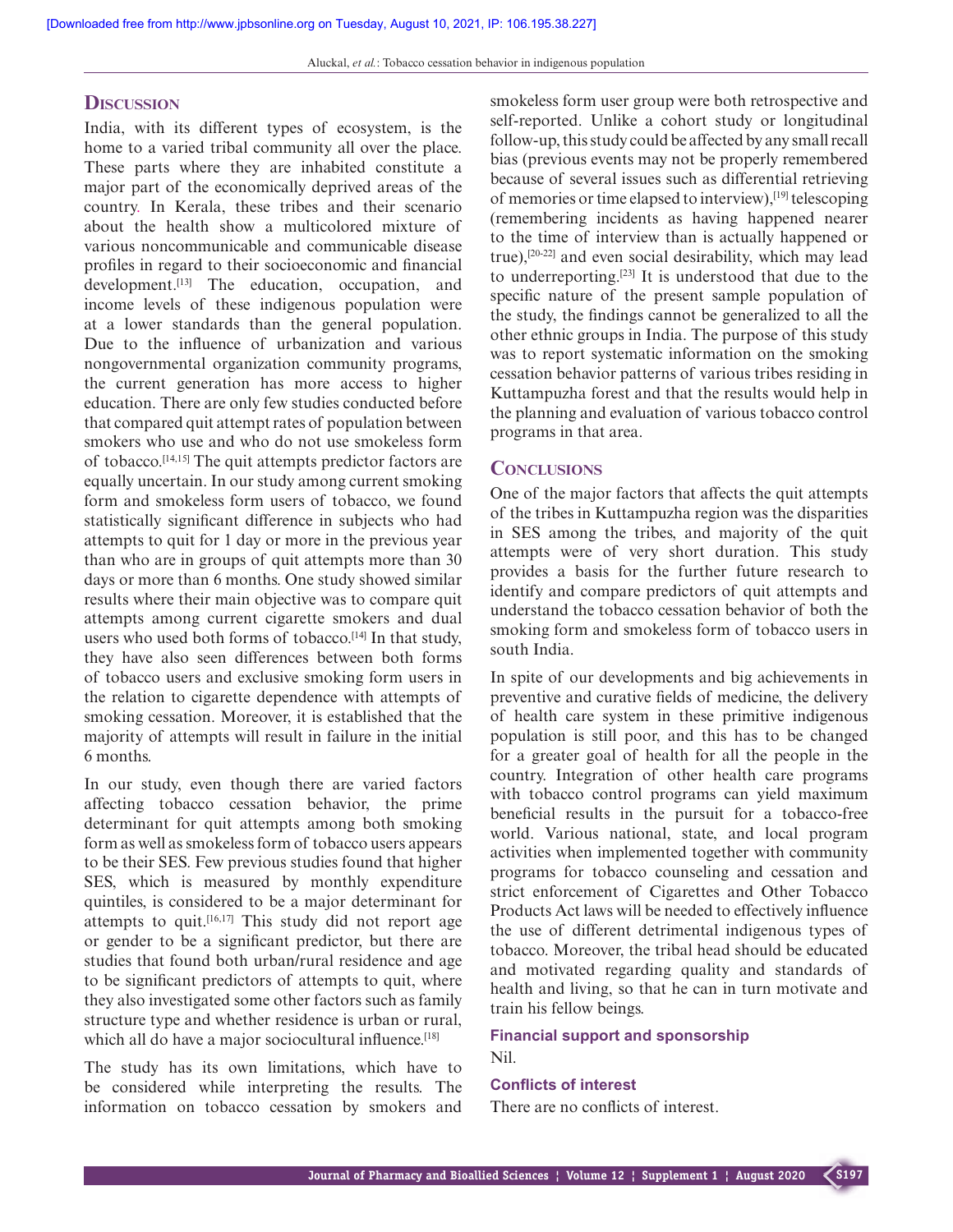## Discussion

India, with its different types of ecosystem, is the home to a varied tribal community all over the place. These parts where they are inhabited constitute a major part of the economically deprived areas of the country. In Kerala, these tribes and their scenario about the health show a multicolored mixture of various noncommunicable and communicable disease profiles in regard to their socioeconomic and financial development.[13] The education, occupation, and income levels of these indigenous population were at a lower standards than the general population. Due to the influence of urbanization and various nongovernmental organization community programs, the current generation has more access to higher education. There are only few studies conducted before that compared quit attempt rates of population between smokers who use and who do not use smokeless form of tobacco.[14,15] The quit attempts predictor factors are equally uncertain. In our study among current smoking form and smokeless form users of tobacco, we found statistically significant difference in subjects who had attempts to quit for 1 day or more in the previous year than who are in groups of quit attempts more than 30 days or more than 6 months. One study showed similar results where their main objective was to compare quit attempts among current cigarette smokers and dual users who used both forms of tobacco.[14] In that study, they have also seen differences between both forms of tobacco users and exclusive smoking form users in the relation to cigarette dependence with attempts of smoking cessation. Moreover, it is established that the majority of attempts will result in failure in the initial 6 months.

In our study, even though there are varied factors affecting tobacco cessation behavior, the prime determinant for quit attempts among both smoking form as well as smokeless form of tobacco users appears to be their SES. Few previous studies found that higher SES, which is measured by monthly expenditure quintiles, is considered to be a major determinant for attempts to quit.[16,17] This study did not report age or gender to be a significant predictor, but there are studies that found both urban/rural residence and age to be significant predictors of attempts to quit, where they also investigated some other factors such as family structure type and whether residence is urban or rural, which all do have a major sociocultural influence.[18]

The study has its own limitations, which have to be considered while interpreting the results. The information on tobacco cessation by smokers and smokeless form user group were both retrospective and self-reported. Unlike a cohort study or longitudinal follow-up, this study could be affected by any small recall bias (previous events may not be properly remembered because of several issues such as differential retrieving of memories or time elapsed to interview),[19] telescoping (remembering incidents as having happened nearer to the time of interview than is actually happened or true),[20-22] and even social desirability, which may lead to underreporting.[23] It is understood that due to the specific nature of the present sample population of the study, the findings cannot be generalized to all the other ethnic groups in India. The purpose of this study was to report systematic information on the smoking cessation behavior patterns of various tribes residing in Kuttampuzha forest and that the results would help in the planning and evaluation of various tobacco control programs in that area.

## Conclusions

One of the major factors that affects the quit attempts of the tribes in Kuttampuzha region was the disparities in SES among the tribes, and majority of the quit attempts were of very short duration. This study provides a basis for the further future research to identify and compare predictors of quit attempts and understand the tobacco cessation behavior of both the smoking form and smokeless form of tobacco users in south India.

In spite of our developments and big achievements in preventive and curative fields of medicine, the delivery of health care system in these primitive indigenous population is still poor, and this has to be changed for a greater goal of health for all the people in the country. Integration of other health care programs with tobacco control programs can yield maximum beneficial results in the pursuit for a tobacco-free world. Various national, state, and local program activities when implemented together with community programs for tobacco counseling and cessation and strict enforcement of Cigarettes and Other Tobacco Products Act laws will be needed to effectively influence the use of different detrimental indigenous types of tobacco. Moreover, the tribal head should be educated and motivated regarding quality and standards of health and living, so that he can in turn motivate and train his fellow beings.

### Financial support and sponsorship

Nil.

### Conflicts of interest

There are no conflicts of interest.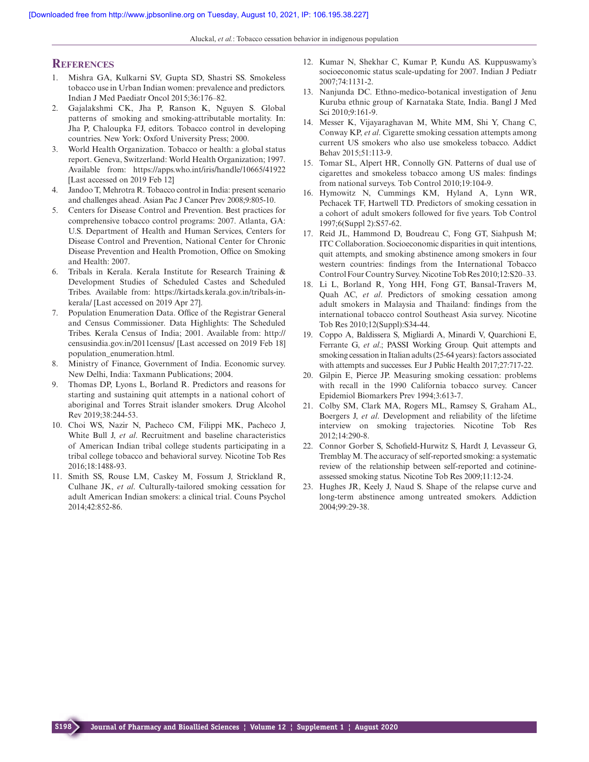## References

1. Mishra GA, Kulkarni SV, Gupta SD, Shastri SS. Smokeless tobacco use in Urban Indian women: prevalence and predictors. Indian J Med Paediatr Oncol 2015;36:176–82.
2. Gajalakshmi CK, Jha P, Ranson K, Nguyen S. Global patterns of smoking and smoking-attributable mortality. In: Jha P, Chaloupka FJ, editors. Tobacco control in developing countries. New York: Oxford University Press; 2000.
3. World Health Organization. Tobacco or health: a global status report. Geneva, Switzerland: World Health Organization; 1997. Available from: https://apps.who.int/iris/handle/10665/41922 [Last accessed on 2019 Feb 12]
4. Jandoo T, Mehrotra R. Tobacco control in India: present scenario and challenges ahead. Asian Pac J Cancer Prev 2008;9:805-10.
5. Centers for Disease Control and Prevention. Best practices for comprehensive tobacco control programs: 2007. Atlanta, GA: U.S. Department of Health and Human Services, Centers for Disease Control and Prevention, National Center for Chronic Disease Prevention and Health Promotion, Office on Smoking and Health: 2007.
6. Tribals in Kerala. Kerala Institute for Research Training & Development Studies of Scheduled Castes and Scheduled Tribes. Available from: https://kirtads.kerala.gov.in/tribals-in-kerala/ [Last accessed on 2019 Apr 27].
7. Population Enumeration Data. Office of the Registrar General and Census Commissioner. Data Highlights: The Scheduled Tribes. Kerala Census of India; 2001. Available from: http://censusindia.gov.in/2011census/ [Last accessed on 2019 Feb 18] population_enumeration.html.
8. Ministry of Finance, Government of India. Economic survey. New Delhi, India: Taxmann Publications; 2004.
9. Thomas DP, Lyons L, Borland R. Predictors and reasons for starting and sustaining quit attempts in a national cohort of aboriginal and Torres Strait islander smokers. Drug Alcohol Rev 2019;38:244-53.
10. Choi WS, Nazir N, Pacheco CM, Filippi MK, Pacheco J, White Bull J, *et al*. Recruitment and baseline characteristics of American Indian tribal college students participating in a tribal college tobacco and behavioral survey. Nicotine Tob Res 2016;18:1488-93.
11. Smith SS, Rouse LM, Caskey M, Fossum J, Strickland R, Culhane JK, *et al*. Culturally-tailored smoking cessation for adult American Indian smokers: a clinical trial. Couns Psychol 2014;42:852-86.
12. Kumar N, Shekhar C, Kumar P, Kundu AS. Kuppuswamy's socioeconomic status scale-updating for 2007. Indian J Pediatr 2007;74:1131-2.
13. Nanjunda DC. Ethno-medico-botanical investigation of Jenu Kuruba ethnic group of Karnataka State, India. Bangl J Med Sci 2010;9:161-9.
14. Messer K, Vijayaraghavan M, White MM, Shi Y, Chang C, Conway KP, *et al*. Cigarette smoking cessation attempts among current US smokers who also use smokeless tobacco. Addict Behav 2015;51:113-9.
15. Tomar SL, Alpert HR, Connolly GN. Patterns of dual use of cigarettes and smokeless tobacco among US males: findings from national surveys. Tob Control 2010;19:104-9.
16. Hymowitz N, Cummings KM, Hyland A, Lynn WR, Pechacek TF, Hartwell TD. Predictors of smoking cessation in a cohort of adult smokers followed for five years. Tob Control 1997;6(Suppl 2):S57-62.
17. Reid JL, Hammond D, Boudreau C, Fong GT, Siahpush M; ITC Collaboration. Socioeconomic disparities in quit intentions, quit attempts, and smoking abstinence among smokers in four western countries: findings from the International Tobacco Control Four Country Survey. Nicotine Tob Res 2010;12:S20–33.
18. Li L, Borland R, Yong HH, Fong GT, Bansal-Travers M, Quah AC, *et al*. Predictors of smoking cessation among adult smokers in Malaysia and Thailand: findings from the international tobacco control Southeast Asia survey. Nicotine Tob Res 2010;12(Suppl):S34-44.
19. Coppo A, Baldissera S, Migliardi A, Minardi V, Quarchioni E, Ferrante G, *et al*.; PASSI Working Group. Quit attempts and smoking cessation in Italian adults (25-64 years): factors associated with attempts and successes. Eur J Public Health 2017;27:717-22.
20. Gilpin E, Pierce JP. Measuring smoking cessation: problems with recall in the 1990 California tobacco survey. Cancer Epidemiol Biomarkers Prev 1994;3:613-7.
21. Colby SM, Clark MA, Rogers ML, Ramsey S, Graham AL, Boergers J, *et al*. Development and reliability of the lifetime interview on smoking trajectories. Nicotine Tob Res 2012;14:290-8.
22. Connor Gorber S, Schofield-Hurwitz S, Hardt J, Levasseur G, Tremblay M. The accuracy of self-reported smoking: a systematic review of the relationship between self-reported and cotinine-assessed smoking status. Nicotine Tob Res 2009;11:12-24.
23. Hughes JR, Keely J, Naud S. Shape of the relapse curve and long-term abstinence among untreated smokers. Addiction 2004;99:29-38.